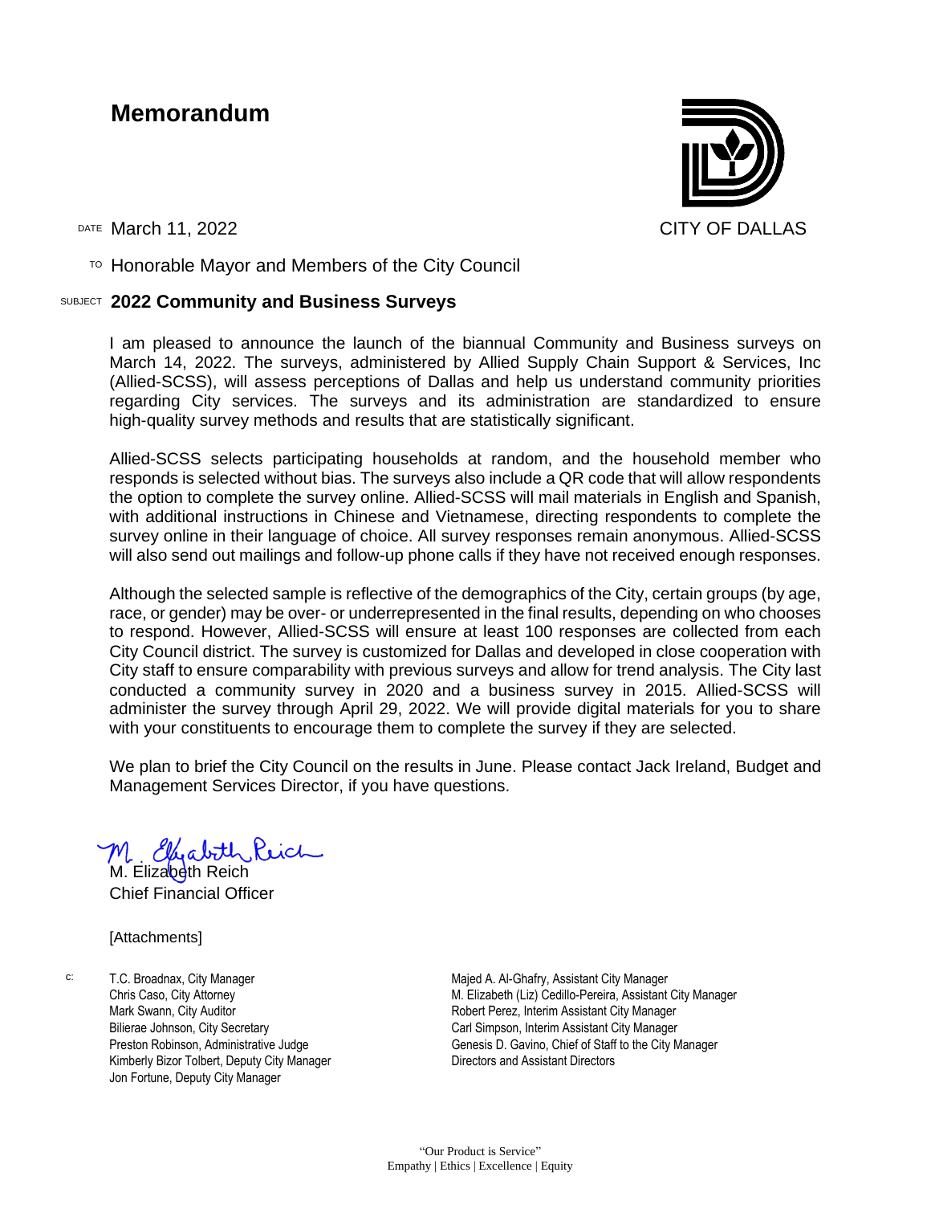# Memorandum

CITY OF DALLAS

DATE March 11, 2022

TO Honorable Mayor and Members of the City Council

SUBJECT **2022 Community and Business Surveys**

I am pleased to announce the launch of the biannual Community and Business surveys on March 14, 2022. The surveys, administered by Allied Supply Chain Support & Services, Inc (Allied-SCSS), will assess perceptions of Dallas and help us understand community priorities regarding City services. The surveys and its administration are standardized to ensure high-quality survey methods and results that are statistically significant.

Allied-SCSS selects participating households at random, and the household member who responds is selected without bias. The surveys also include a QR code that will allow respondents the option to complete the survey online. Allied-SCSS will mail materials in English and Spanish, with additional instructions in Chinese and Vietnamese, directing respondents to complete the survey online in their language of choice. All survey responses remain anonymous. Allied-SCSS will also send out mailings and follow-up phone calls if they have not received enough responses.

Although the selected sample is reflective of the demographics of the City, certain groups (by age, race, or gender) may be over- or underrepresented in the final results, depending on who chooses to respond. However, Allied-SCSS will ensure at least 100 responses are collected from each City Council district. The survey is customized for Dallas and developed in close cooperation with City staff to ensure comparability with previous surveys and allow for trend analysis. The City last conducted a community survey in 2020 and a business survey in 2015. Allied-SCSS will administer the survey through April 29, 2022. We will provide digital materials for you to share with your constituents to encourage them to complete the survey if they are selected.

We plan to brief the City Council on the results in June. Please contact Jack Ireland, Budget and Management Services Director, if you have questions.

M. Elizabeth Reich
Chief Financial Officer

[Attachments]

c:
T.C. Broadnax, City Manager
Chris Caso, City Attorney
Mark Swann, City Auditor
Bilierae Johnson, City Secretary
Preston Robinson, Administrative Judge
Kimberly Bizor Tolbert, Deputy City Manager
Jon Fortune, Deputy City Manager
Majed A. Al-Ghafry, Assistant City Manager
M. Elizabeth (Liz) Cedillo-Pereira, Assistant City Manager
Robert Perez, Interim Assistant City Manager
Carl Simpson, Interim Assistant City Manager
Genesis D. Gavino, Chief of Staff to the City Manager
Directors and Assistant Directors

"Our Product is Service"
Empathy | Ethics | Excellence | Equity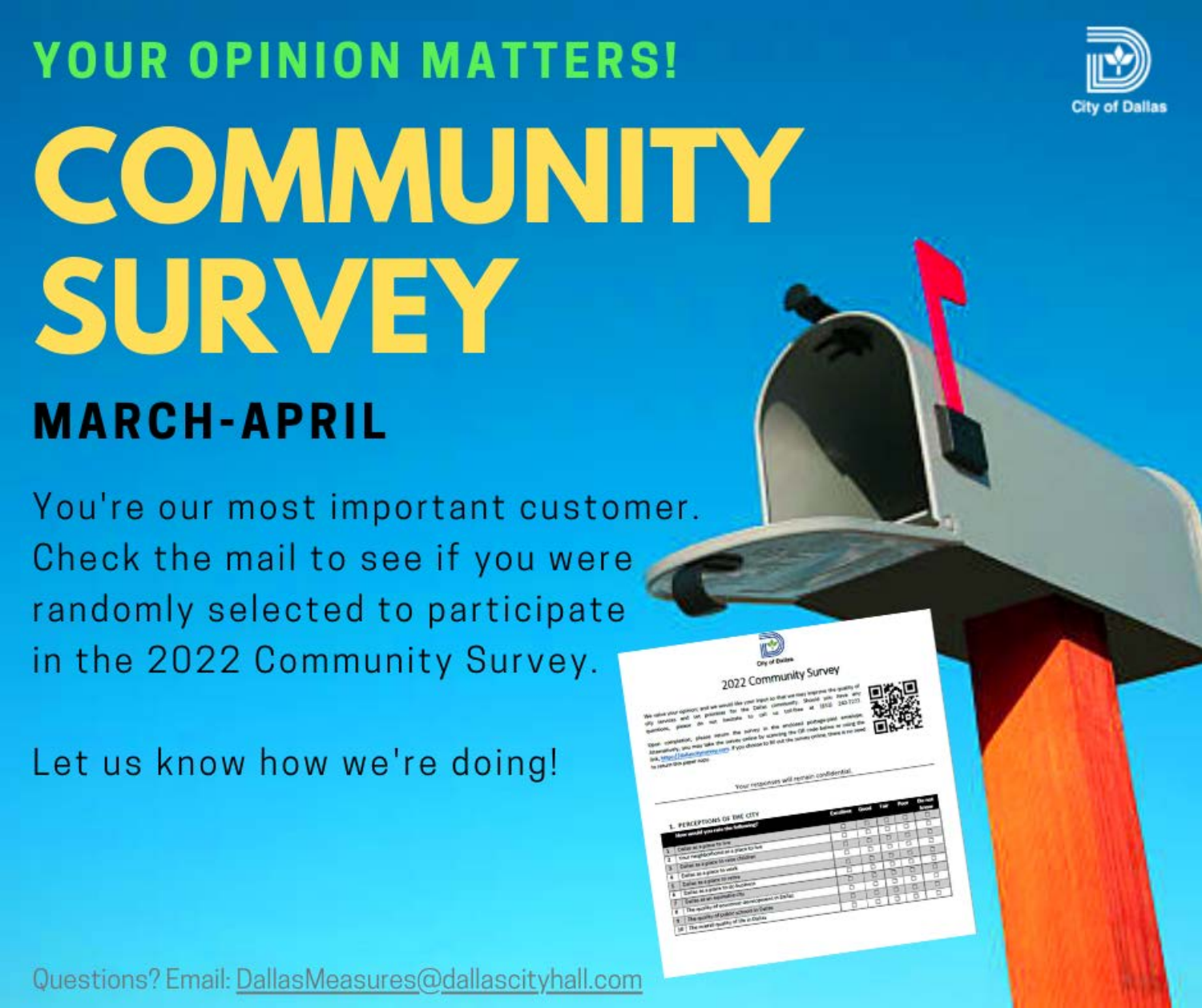**YOUR OPINION MATTERS!**

# COMMUNITY SURVEY

## MARCH-APRIL

You're our most important customer. Check the mail to see if you were randomly selected to participate in the 2022 Community Survey.

Let us know how we're doing!

Questions? Email: DallasMeasures@dallascityhall.com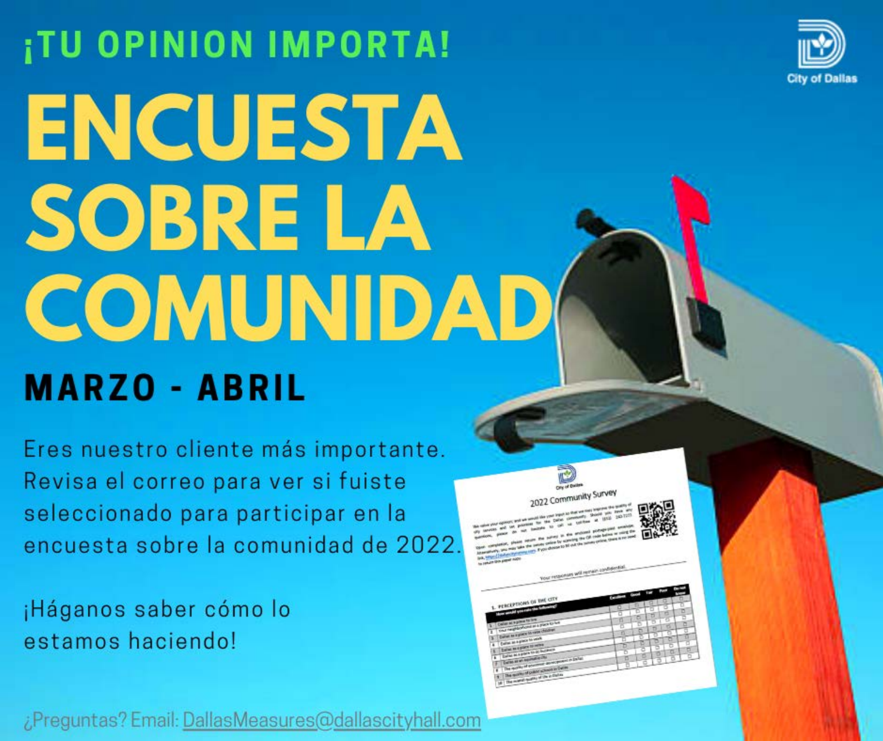## ¡TU OPINION IMPORTA!

# ENCUESTA SOBRE LA COMUNIDAD

## MARZO - ABRIL

Eres nuestro cliente más importante. Revisa el correo para ver si fuiste seleccionado para participar en la encuesta sobre la comunidad de 2022.

¡Háganos saber cómo lo estamos haciendo!

¿Preguntas? Email: DallasMeasures@dallascityhall.com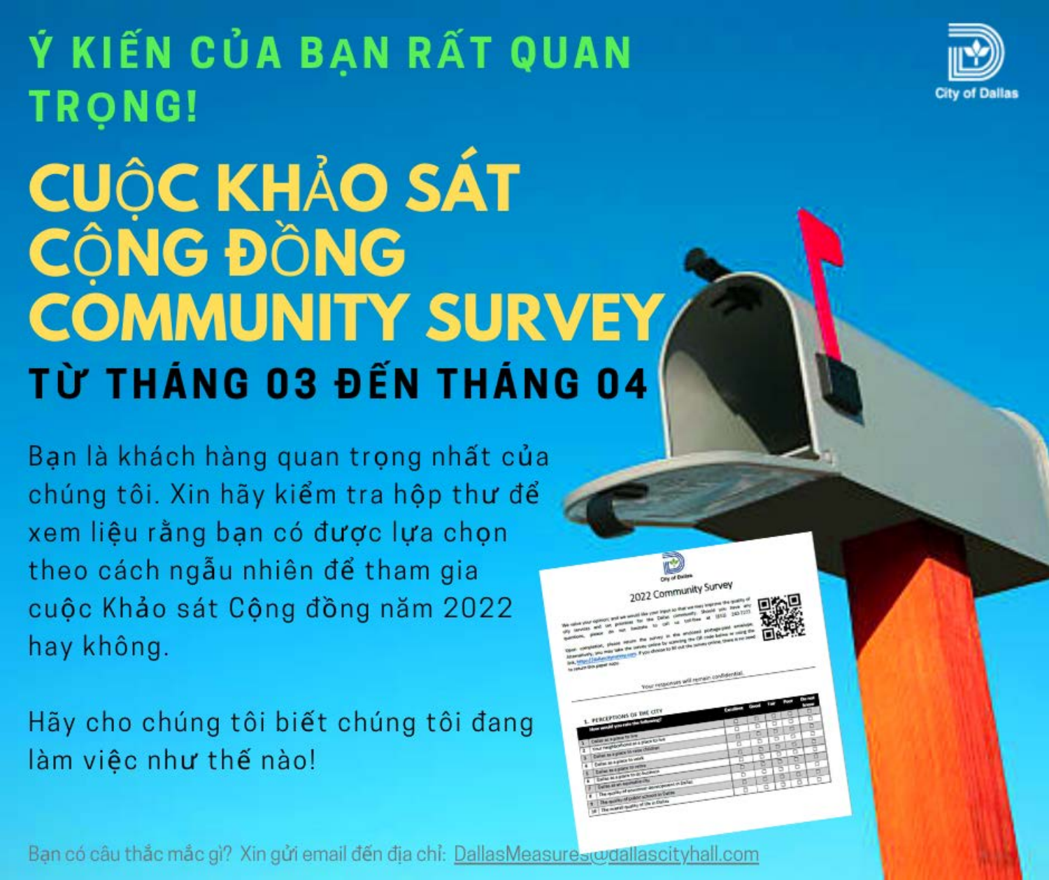## Ý KIẾN CỦA BẠN RẤT QUAN TRỌNG!

City of Dallas

# CUỘC KHẢO SÁT CỘNG ĐỒNG COMMUNITY SURVEY

## TỪ THÁNG 03 ĐẾN THÁNG 04

Bạn là khách hàng quan trọng nhất của chúng tôi. Xin hãy kiểm tra hộp thư để xem liệu rằng bạn có được lựa chọn theo cách ngẫu nhiên để tham gia cuộc Khảo sát Cộng đồng năm 2022 hay không.

Hãy cho chúng tôi biết chúng tôi đang làm việc như thế nào!

Bạn có câu thắc mắc gì? Xin gửi email đến địa chỉ: DallasMeasures@dallascityhall.com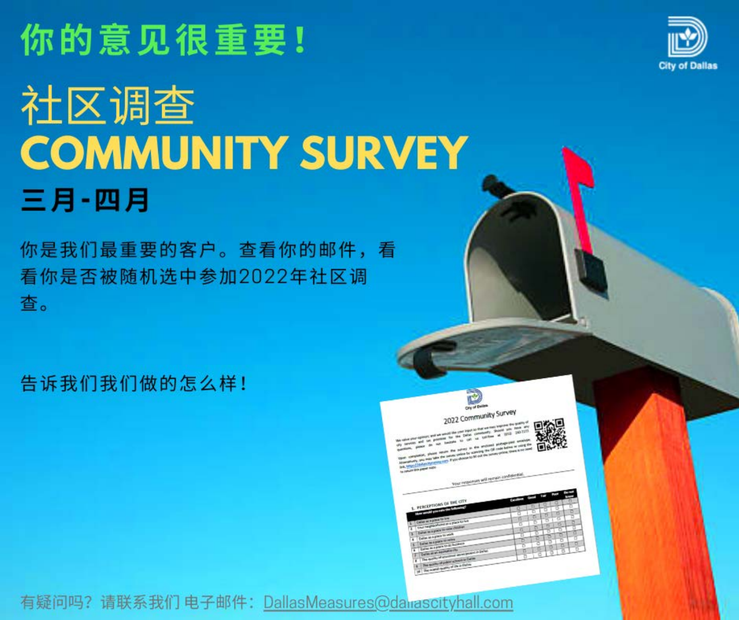# 你的意见很重要!

# 社区调查
# COMMUNITY SURVEY

## 三月-四月

你是我们最重要的客户。查看你的邮件，看看你是否被随机选中参加2022年社区调查。

告诉我们我们做的怎么样!

City of Dallas

有疑问吗? 请联系我们 电子邮件: DallasMeasures@dallascityhall.com